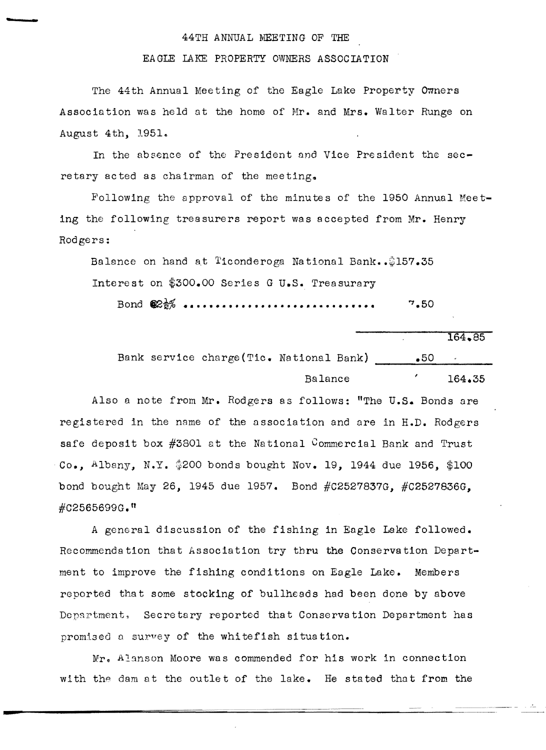# 44TH ANNUAL MEETING OF THE

## EAGLE LAKE PROPERTY OWNERS ASSOCIATION

The 44th Annual Meeting of the Eagle Lake Property Owners Association was held at the home of Mr. and Mrs. Walter Runge on August 4th, 1951.

In the absence of the President and Vice President the secretary acted as chairman of the meeting.

Following the approval of the minutes of the 1950 Annual Meeting the following treasurers report was accepted from Mr. Henry Rodgers:

| | | |
|---|---|---|
| Balance on hand at Ticonderoga National Bank.. | | $157.35 |
| Interest on $300.00 Series G U.S. Treasurary Bond @2½% ............................ | | 7.50 |
| | | 164.85 |
| Bank service charge(Tic. National Bank) | .50 | |
| Balance | | 164.35 |

Also a note from Mr. Rodgers as follows: "The U.S. Bonds are registered in the name of the association and are in H.D. Rodgers safe deposit box #3801 at the National Commercial Bank and Trust Co., Albany, N.Y. $200 bonds bought Nov. 19, 1944 due 1956, $100 bond bought May 26, 1945 due 1957. Bond #C25278737G, #C25278836G, #C2565699G."

A general discussion of the fishing in Eagle Lake followed. Recommendation that Association try thru the Conservation Department to improve the fishing conditions on Eagle Lake. Members reported that some stocking of bullheads had been done by above Department. Secretary reported that Conservation Department has promised a survey of the whitefish situation.

Mr. Alanson Moore was commended for his work in connection with the dam at the outlet of the lake. He stated that from the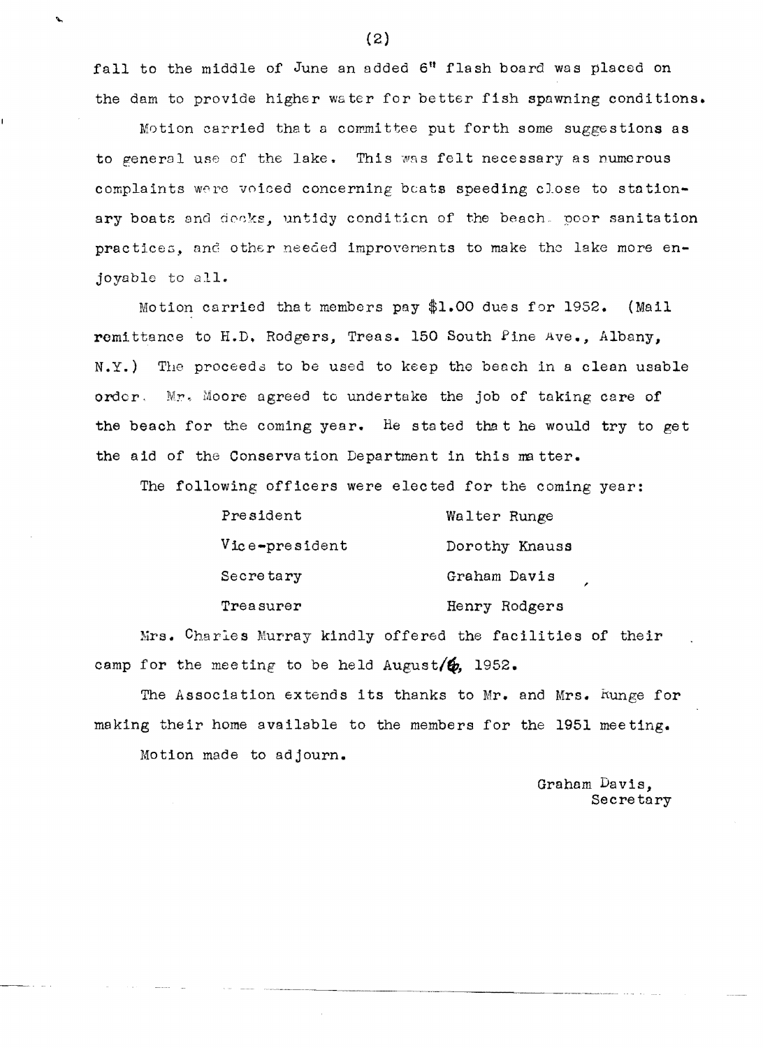fall to the middle of June an added 6" flash board was placed on the dam to provide higher water for better fish spawning conditions.

Motion carried that a committee put forth some suggestions as to general use of the lake. This was felt necessary as numerous complaints were voiced concerning boats speeding close to stationary boats and docks, untidy condition of the beach, poor sanitation practices, and other needed improvements to make the lake more enjoyable to all.

Motion carried that members pay $1.00 dues for 1952. (Mail remittance to H.D. Rodgers, Treas. 150 South Pine Ave., Albany, N.Y.) The proceeds to be used to keep the beach in a clean usable order. Mr. Moore agreed to undertake the job of taking care of the beach for the coming year. He stated that he would try to get the aid of the Conservation Department in this matter.

The following officers were elected for the coming year:

| | |
|---|---|
| President | Walter Runge |
| Vice-president | Dorothy Knauss |
| Secretary | Graham Davis |
| Treasurer | Henry Rodgers |

Mrs. Charles Murray kindly offered the facilities of their camp for the meeting to be held August/6, 1952.

The Association extends its thanks to Mr. and Mrs. Runge for making their home available to the members for the 1951 meeting.

Motion made to adjourn.

Graham Davis,
Secretary